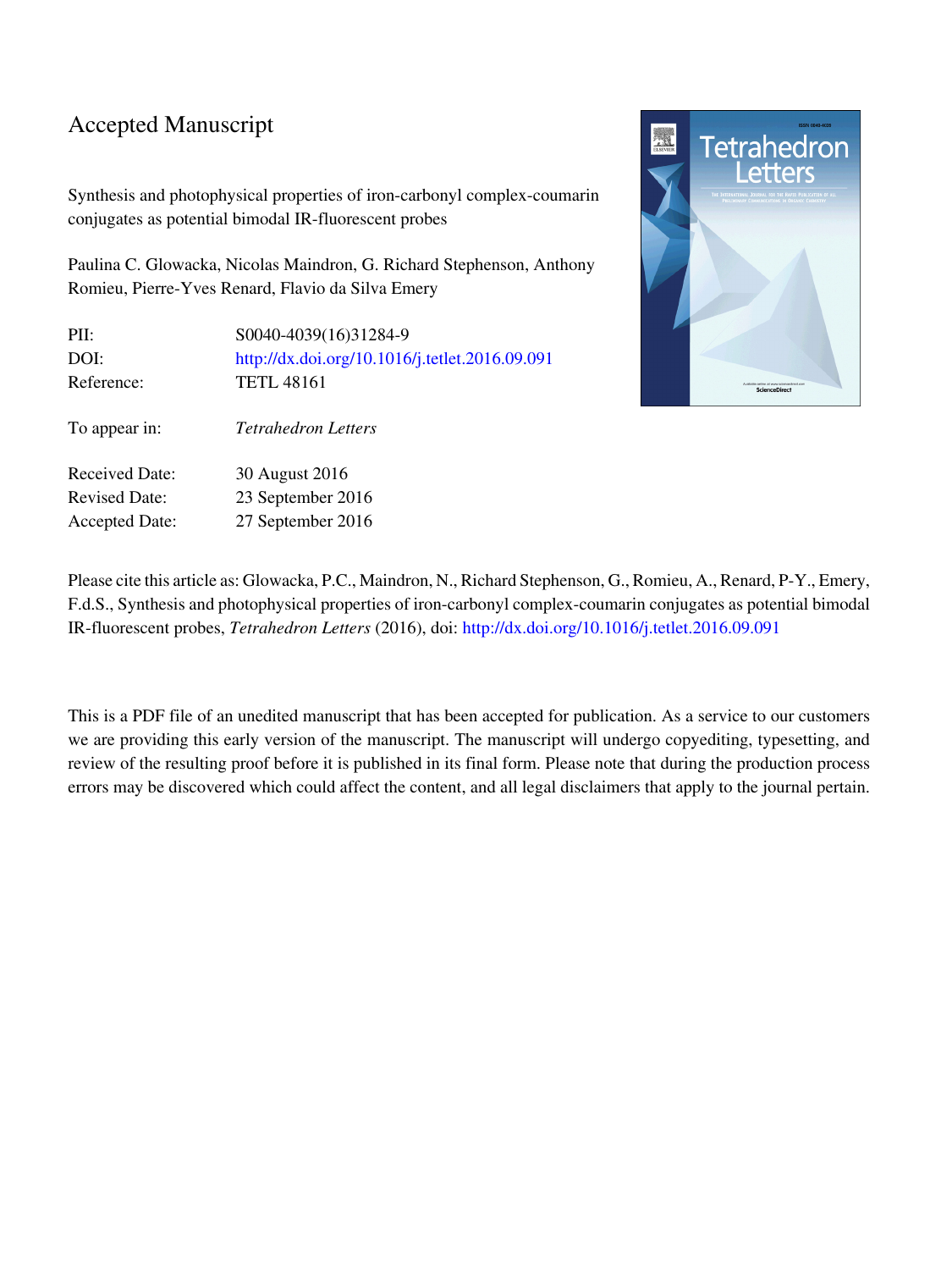# Accepted Manuscript

Synthesis and photophysical properties of iron-carbonyl complex-coumarin conjugates as potential bimodal IR-fluorescent probes

Paulina C. Glowacka, Nicolas Maindron, G. Richard Stephenson, Anthony Romieu, Pierre-Yves Renard, Flavio da Silva Emery

| | |
|---|---|
| PII: | S0040-4039(16)31284-9 |
| DOI: | http://dx.doi.org/10.1016/j.tetlet.2016.09.091 |
| Reference: | TETL 48161 |
| To appear in: | *Tetrahedron Letters* |
| Received Date: | 30 August 2016 |
| Revised Date: | 23 September 2016 |
| Accepted Date: | 27 September 2016 |

Please cite this article as: Glowacka, P.C., Maindron, N., Richard Stephenson, G., Romieu, A., Renard, P-Y., Emery, F.d.S., Synthesis and photophysical properties of iron-carbonyl complex-coumarin conjugates as potential bimodal IR-fluorescent probes, *Tetrahedron Letters* (2016), doi: http://dx.doi.org/10.1016/j.tetlet.2016.09.091

This is a PDF file of an unedited manuscript that has been accepted for publication. As a service to our customers we are providing this early version of the manuscript. The manuscript will undergo copyediting, typesetting, and review of the resulting proof before it is published in its final form. Please note that during the production process errors may be discovered which could affect the content, and all legal disclaimers that apply to the journal pertain.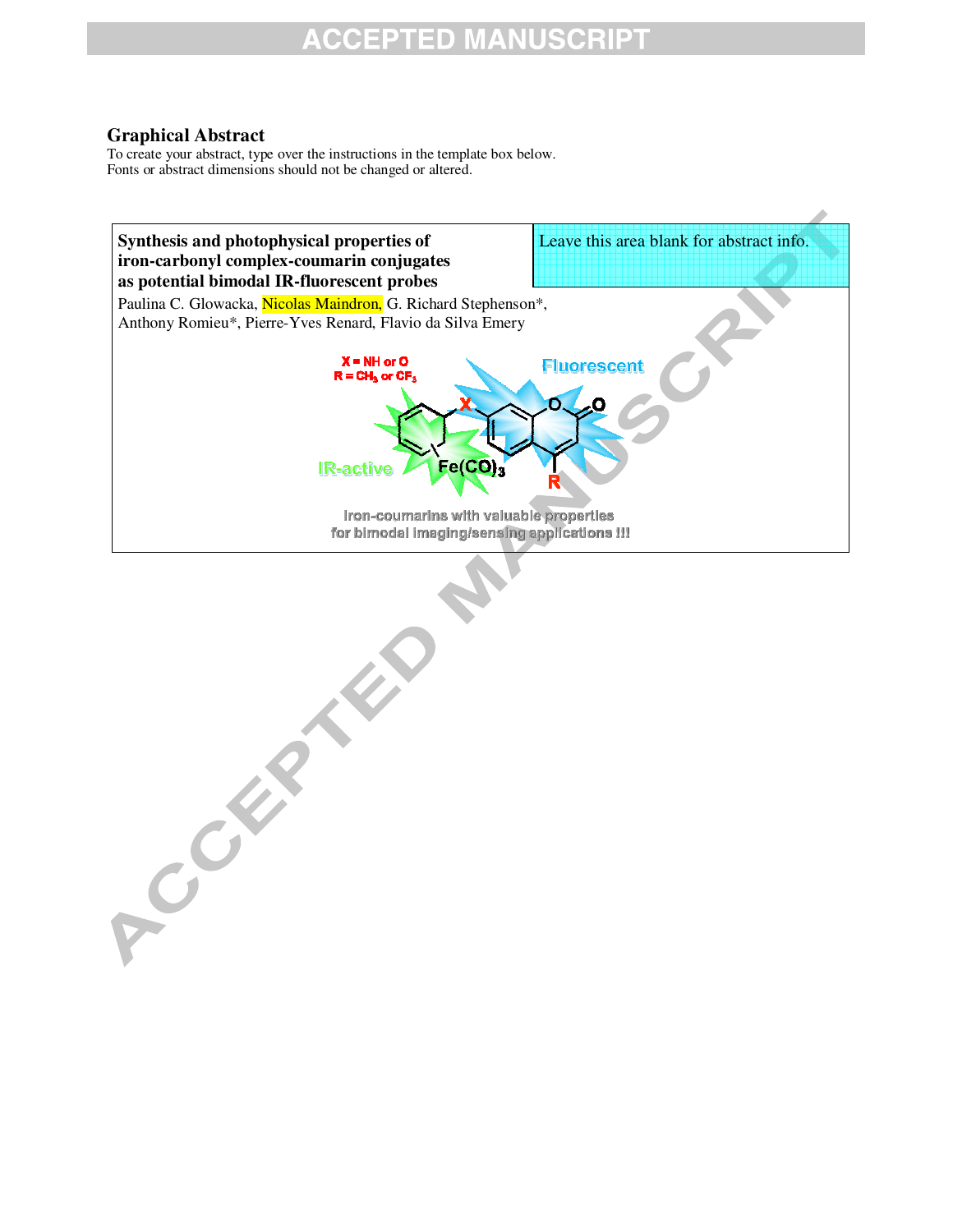## Graphical Abstract

To create your abstract, type over the instructions in the template box below.
Fonts or abstract dimensions should not be changed or altered.

**Synthesis and photophysical properties of iron-carbonyl complex-coumarin conjugates as potential bimodal IR-fluorescent probes**

Leave this area blank for abstract info.

Paulina C. Glowacka, Nicolas Maindron, G. Richard Stephenson*, Anthony Romieu*, Pierre-Yves Renard, Flavio da Silva Emery

X = NH or O
R = $CH_3$ or $CF_3$

IR-active

Fluorescent

$Fe(CO)_3$

Iron-coumarins with valuable properties for bimodal imaging/sensing applications !!!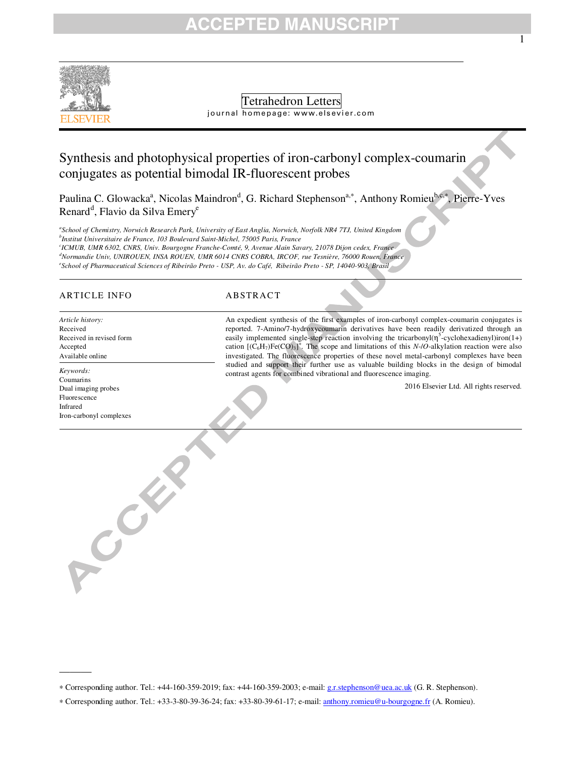# Synthesis and photophysical properties of iron-carbonyl complex-coumarin conjugates as potential bimodal IR-fluorescent probes

Paulina C. Glowacka[a], Nicolas Maindron[d], G. Richard Stephenson[a,*], Anthony Romieu[b,c,*], Pierre-Yves Renard[d], Flavio da Silva Emery[e]

[a]*School of Chemistry, Norwich Research Park, University of East Anglia, Norwich, Norfolk NR4 7TJ, United Kingdom*
[b]*Institut Universitaire de France, 103 Boulevard Saint-Michel, 75005 Paris, France*
[c]*ICMUB, UMR 6302, CNRS, Univ. Bourgogne Franche-Comté, 9, Avenue Alain Savary, 21078 Dijon cedex, France*
[d]*Normandie Univ, UNIROUEN, INSA ROUEN, UMR 6014 CNRS COBRA, IRCOF, rue Tesnière, 76000 Rouen, France*
[e]*School of Pharmaceutical Sciences of Ribeirão Preto - USP, Av. do Café, Ribeirão Preto - SP, 14040-903, Brasil*

## ARTICLE INFO

*Article history:*
Received
Received in revised form
Accepted
Available online

*Keywords:*
Coumarins
Dual imaging probes
Fluorescence
Infrared
Iron-carbonyl complexes

## ABSTRACT

An expedient synthesis of the first examples of iron-carbonyl complex-coumarin conjugates is reported. 7-Amino/7-hydroxycoumarin derivatives have been readily derivatized through an easily implemented single-step reaction involving the tricarbonyl($\eta^5$-cyclohexadienyl)iron(1+) cation $[(C_6H_7)Fe(CO)_3]^+$. The scope and limitations of this *N*-/*O*-alkylation reaction were also investigated. The fluorescence properties of these novel metal-carbonyl complexes have been studied and support their further use as valuable building blocks in the design of bimodal contrast agents for combined vibrational and fluorescence imaging.

2016 Elsevier Ltd. All rights reserved.

---

* Corresponding author. Tel.: +44-160-359-2019; fax: +44-160-359-2003; e-mail: g.r.stephenson@uea.ac.uk (G. R. Stephenson).

* Corresponding author. Tel.: +33-3-80-39-36-24; fax: +33-80-39-61-17; e-mail: anthony.romieu@u-bourgogne.fr (A. Romieu).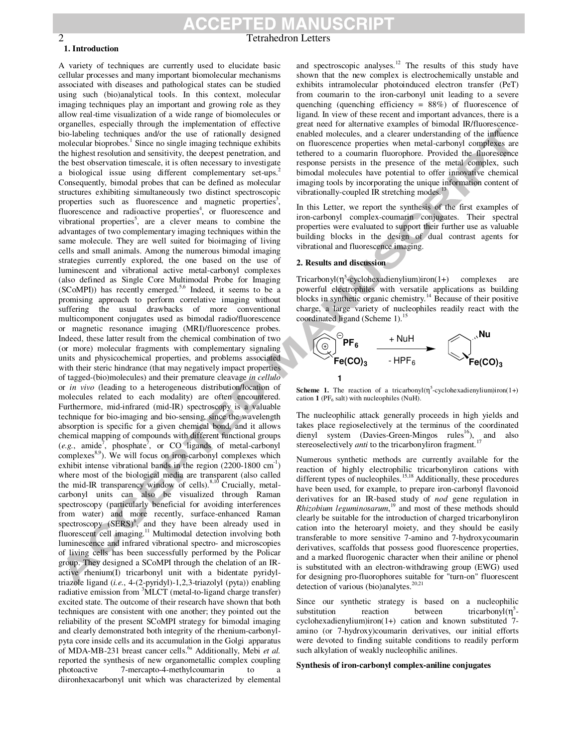## 1. Introduction

A variety of techniques are currently used to elucidate basic cellular processes and many important biomolecular mechanisms associated with diseases and pathological states can be studied using such (bio)analytical tools. In this context, molecular imaging techniques play an important and growing role as they allow real-time visualization of a wide range of biomolecules or organelles, especially through the implementation of effective bio-labeling techniques and/or the use of rationally designed molecular bioprobes.[1] Since no single imaging technique exhibits the highest resolution and sensitivity, the deepest penetration, and the best observation timescale, it is often necessary to investigate a biological issue using different complementary set-ups.[2] Consequently, bimodal probes that can be defined as molecular structures exhibiting simultaneously two distinct spectroscopic properties such as fluorescence and magnetic properties[3], fluorescence and radioactive properties[4], or fluorescence and vibrational properties[5], are a clever means to combine the advantages of two complementary imaging techniques within the same molecule. They are well suited for bioimaging of living cells and small animals. Among the numerous bimodal imaging strategies currently explored, the one based on the use of luminescent and vibrational active metal-carbonyl complexes (also defined as Single Core Multimodal Probe for Imaging (SCoMPI)) has recently emerged.[5,6] Indeed, it seems to be a promising approach to perform correlative imaging without suffering the usual drawbacks of more conventional multicomponent conjugates used as bimodal radio/fluorescence or magnetic resonance imaging (MRI)/fluorescence probes. Indeed, these latter result from the chemical combination of two (or more) molecular fragments with complementary signaling units and physicochemical properties, and problems associated with their steric hindrance (that may negatively impact properties of tagged-(bio)molecules) and their premature cleavage *in cellulo* or *in vivo* (leading to a heterogeneous distribution/location of molecules related to each modality) are often encountered. Furthermore, mid-infrared (mid-IR) spectroscopy is a valuable technique for bio-imaging and bio-sensing, since the wavelength absorption is specific for a given chemical bond, and it allows chemical mapping of compounds with different functional groups (*e.g.*, amide[7], phosphate[7], or CO ligands of metal-carbonyl complexes[8,9]). We will focus on iron-carbonyl complexes which exhibit intense vibrational bands in the region (2200-1800 cm$^{-1}$) where most of the biological media are transparent (also called the mid-IR transparency window of cells).[8,10] Crucially, metal-carbonyl units can also be visualized through Raman spectroscopy (particularly beneficial for avoiding interferences from water) and more recently, surface-enhanced Raman spectroscopy (SERS)[8], and they have been already used in fluorescent cell imaging.[11] Multimodal detection involving both luminescence and infrared vibrational spectro- and microscopies of living cells has been successfully performed by the Policar group. They designed a SCoMPI through the chelation of an IR-active rhenium(I) tricarbonyl unit with a bidentate pyridyl-triazole ligand (*i.e.*, 4-(2-pyridyl)-1,2,3-triazolyl (pyta)) enabling radiative emission from $^3$MLCT (metal-to-ligand charge transfer) excited state. The outcome of their research have shown that both techniques are consistent with one another; they pointed out the reliability of the present SCoMPI strategy for bimodal imaging and clearly demonstrated both integrity of the rhenium-carbonyl-pyta core inside cells and its accumulation in the Golgi apparatus of MDA-MB-231 breast cancer cells.[6a] Additionally, Mebi *et al.* reported the synthesis of new organometallic complex coupling photoactive 7-mercapto-4-methylcoumarin to a diironhexacarbonyl unit which was characterized by elemental and spectroscopic analyses.[12] The results of this study have shown that the new complex is electrochemically unstable and exhibits intramolecular photoinduced electron transfer (PeT) from coumarin to the iron-carbonyl unit leading to a severe quenching (quenching efficiency = 88%) of fluorescence of ligand. In view of these recent and important advances, there is a great need for alternative examples of bimodal IR/fluorescence-enabled molecules, and a clearer understanding of the influence on fluorescence properties when metal-carbonyl complexes are tethered to a coumarin fluorophore. Provided the fluorescence response persists in the presence of the metal complex, such bimodal molecules have potential to offer innovative chemical imaging tools by incorporating the unique information content of vibrationally-coupled IR stretching modes.[13]

In this Letter, we report the synthesis of the first examples of iron-carbonyl complex-coumarin conjugates. Their spectral properties were evaluated to support their further use as valuable building blocks in the design of dual contrast agents for vibrational and fluorescence imaging.

## 2. Results and discussion

Tricarbonyl($\eta^5$-cyclohexadienylium)iron(1+) complexes are powerful electrophiles with versatile applications as building blocks in synthetic organic chemistry.[14] Because of their positive charge, a large variety of nucleophiles readily react with the coordinated ligand (Scheme 1).[15]

**Scheme 1.** The reaction of a tricarbonyl($\eta^5$-cyclohexadienylium)iron(1+) cation **1** ($PF_6$ salt) with nucleophiles (NuH).

The nucleophilic attack generally proceeds in high yields and takes place regioselectively at the terminus of the coordinated dienyl system (Davies-Green-Mingos rules[16]), and also stereoselectively *anti* to the tricarbonyliron fragment.[17]

Numerous synthetic methods are currently available for the reaction of highly electrophilic tricarbonyliron cations with different types of nucleophiles.[15,18] Additionally, these procedures have been used, for example, to prepare iron-carbonyl flavonoid derivatives for an IR-based study of *nod* gene regulation in *Rhizobium leguminosarum*,[19] and most of these methods should clearly be suitable for the introduction of charged tricarbonyliron cation into the heteroaryl moiety, and they should be easily transferable to more sensitive 7-amino and 7-hydroxycoumarin derivatives, scaffolds that possess good fluorescence properties, and a marked fluorogenic character when their aniline or phenol is substituted with an electron-withdrawing group (EWG) used for designing pro-fluorophores suitable for "turn-on" fluorescent detection of various (bio)analytes.[20,21]

Since our synthetic strategy is based on a nucleophilic substitution reaction between tricarbonyl($\eta^5$-cyclohexadienylium)iron(1+) cation and known substituted 7-amino (or 7-hydroxy)coumarin derivatives, our initial efforts were devoted to finding suitable conditions to readily perform such alkylation of weakly nucleophilic anilines.

**Synthesis of iron-carbonyl complex-aniline conjugates**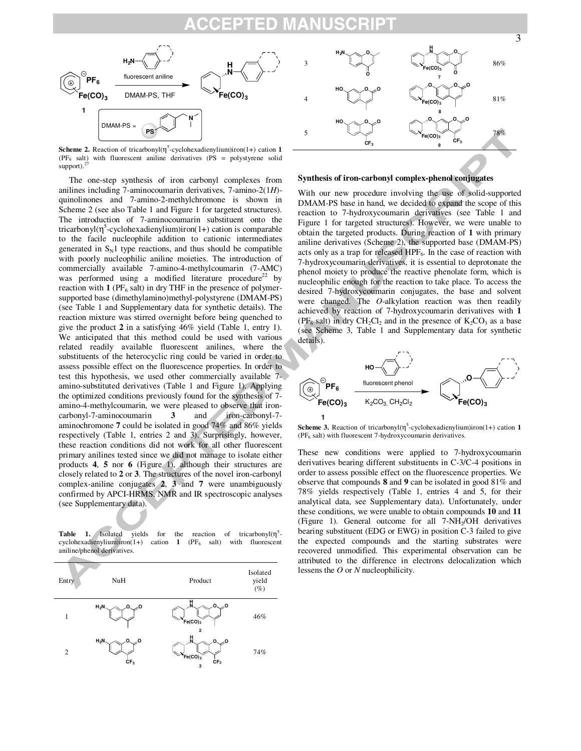**Scheme 2.** Reaction of tricarbonyl($\eta^5$-cyclohexadienylium)iron(1+) cation **1** ($PF_6$ salt) with fluorescent aniline derivatives (PS = polystyrene solid support).[27]

The one-step synthesis of iron carbonyl complexes from anilines including 7-aminocoumarin derivatives, 7-amino-2(1*H*)-quinolinones and 7-amino-2-methylchromone is shown in Scheme 2 (see also Table 1 and Figure 1 for targeted structures). The introduction of 7-aminocoumarin substituent onto the tricarbonyl($\eta^5$-cyclohexadienylium)iron(1+) cation is comparable to the facile nucleophile addition to cationic intermediates generated in $S_N1$ type reactions, and thus should be compatible with poorly nucleophilic aniline moieties. The introduction of commercially available 7-amino-4-methylcoumarin (7-AMC) was performed using a modified literature procedure[22] by reaction with **1** ($PF_6$ salt) in dry THF in the presence of polymer-supported base (dimethylamino)methyl-polystyrene (DMAM-PS) (see Table 1 and Supplementary data for synthetic details). The reaction mixture was stirred overnight before being quenched to give the product **2** in a satisfying 46% yield (Table 1, entry 1). We anticipated that this method could be used with various related readily available fluorescent anilines, where the substituents of the heterocyclic ring could be varied in order to assess possible effect on the fluorescence properties. In order to test this hypothesis, we used other commercially available 7-amino-substituted derivatives (Table 1 and Figure 1). Applying the optimized conditions previously found for the synthesis of 7-amino-4-methylcoumarin, we were pleased to observe that iron-carbonyl-7-aminocoumarin **3** and iron-carbonyl-7-aminochromone **7** could be isolated in good 74% and 86% yields respectively (Table 1, entries 2 and 3). Surprisingly, however, these reaction conditions did not work for all other fluorescent primary anilines tested since we did not manage to isolate either products **4**, **5** nor **6** (Figure 1), although their structures are closely related to **2** or **3**. The structures of the novel iron-carbonyl complex-aniline conjugates **2**, **3** and **7** were unambiguously confirmed by APCI-HRMS, NMR and IR spectroscopic analyses (see Supplementary data).

**Table 1.** Isolated yields for the reaction of tricarbonyl($\eta^5$-cyclohexadienylium)iron(1+) cation **1** ($PF_6$ salt) with fluorescent aniline/phenol derivatives.

| Entry | NuH | Product | Isolated yield (%) |
|---|---|---|---|
| 1 | 7-amino-4-methylcoumarin | **2** | 46% |
| 2 | 7-amino-4-(trifluoromethyl)coumarin | **3** | 74% |
| 3 | 7-amino-2-methylchromone | **7** | 86% |
| 4 | 7-hydroxy-4-methylcoumarin | **8** | 81% |
| 5 | 7-hydroxy-4-(trifluoromethyl)coumarin | **9** | 78% |

### Synthesis of iron-carbonyl complex-phenol conjugates

With our new procedure involving the use of solid-supported DMAM-PS base in hand, we decided to expand the scope of this reaction to 7-hydroxycoumarin derivatives (see Table 1 and Figure 1 for targeted structures). However, we were unable to obtain the targeted products. During reaction of **1** with primary aniline derivatives (Scheme 2), the supported base (DMAM-PS) acts only as a trap for released $HPF_6$. In the case of reaction with 7-hydroxycoumarin derivatives, it is essential to deprotonate the phenol moiety to produce the reactive phenolate form, which is nucleophilic enough for the reaction to take place. To access the desired 7-hydroxycoumarin conjugates, the base and solvent were changed. The *O*-alkylation reaction was then readily achieved by reaction of 7-hydroxycoumarin derivatives with **1** ($PF_6$ salt) in dry $CH_2Cl_2$ and in the presence of $K_2CO_3$ as a base (see Scheme 3, Table 1 and Supplementary data for synthetic details).

**Scheme 3.** Reaction of tricarbonyl($\eta^5$-cyclohexadienylium)iron(1+) cation **1** ($PF_6$ salt) with fluorescent 7-hydroxycoumarin derivatives.

These new conditions were applied to 7-hydroxycoumarin derivatives bearing different substituents in C-3/C-4 positions in order to assess possible effect on the fluorescence properties. We observe that compounds **8** and **9** can be isolated in good 81% and 78% yields respectively (Table 1, entries 4 and 5, for their analytical data, see Supplementary data). Unfortunately, under these conditions, we were unable to obtain compounds **10** and **11** (Figure 1). General outcome for all 7-$NH_2$/OH derivatives bearing substituent (EDG or EWG) in position C-3 failed to give the expected compounds and the starting substrates were recovered unmodified. This experimental observation can be attributed to the difference in electrons delocalization which lessens the *O* or *N* nucleophilicity.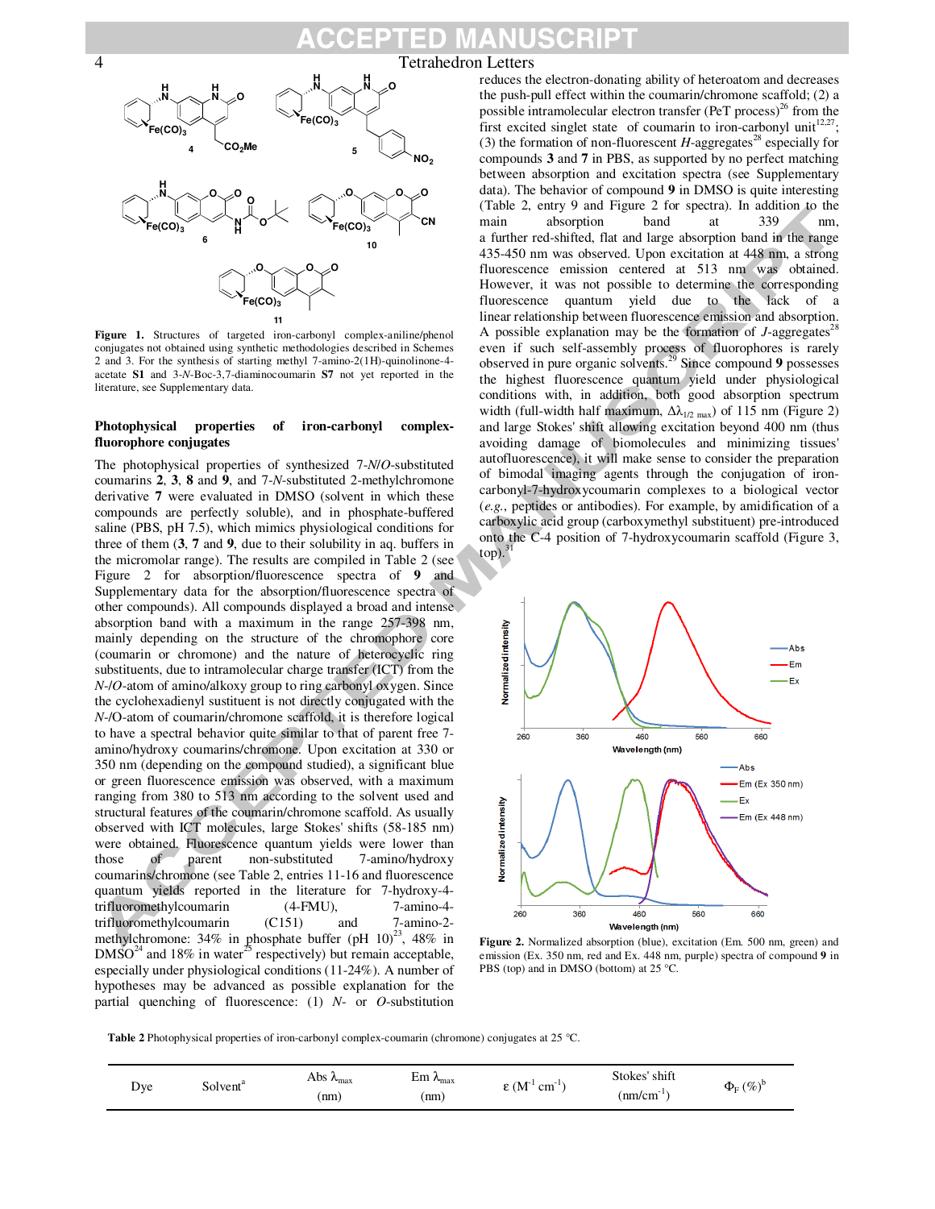**Figure 1.** Structures of targeted iron-carbonyl complex-aniline/phenol conjugates not obtained using synthetic methodologies described in Schemes 2 and 3. For the synthesis of starting methyl 7-amino-2(1H)-quinolinone-4-acetate **S1** and 3-*N*-Boc-3,7-diaminocoumarin **S7** not yet reported in the literature, see Supplementary data.

**Photophysical properties of iron-carbonyl complex-fluorophore conjugates**

The photophysical properties of synthesized 7-*N*/*O*-substituted coumarins **2**, **3**, **8** and **9**, and 7-*N*-substituted 2-methylchromone derivative **7** were evaluated in DMSO (solvent in which these compounds are perfectly soluble), and in phosphate-buffered saline (PBS, pH 7.5), which mimics physiological conditions for three of them (**3**, **7** and **9**, due to their solubility in aq. buffers in the micromolar range). The results are compiled in Table 2 (see Figure 2 for absorption/fluorescence spectra of **9** and Supplementary data for the absorption/fluorescence spectra of other compounds). All compounds displayed a broad and intense absorption band with a maximum in the range 257-398 nm, mainly depending on the structure of the chromophore core (coumarin or chromone) and the nature of heterocyclic ring substituents, due to intramolecular charge transfer (ICT) from the *N*-/*O*-atom of amino/alkoxy group to ring carbonyl oxygen. Since the cyclohexadienyl sustituent is not directly conjugated with the *N*-/O-atom of coumarin/chromone scaffold, it is therefore logical to have a spectral behavior quite similar to that of parent free 7-amino/hydroxy coumarins/chromone. Upon excitation at 330 or 350 nm (depending on the compound studied), a significant blue or green fluorescence emission was observed, with a maximum ranging from 380 to 513 nm according to the solvent used and structural features of the coumarin/chromone scaffold. As usually observed with ICT molecules, large Stokes' shifts (58-185 nm) were obtained. Fluorescence quantum yields were lower than those of parent non-substituted 7-amino/hydroxy coumarins/chromone (see Table 2, entries 11-16 and fluorescence quantum yields reported in the literature for 7-hydroxy-4-trifluoromethylcoumarin (4-FMU), 7-amino-4-trifluoromethylcoumarin (C151) and 7-amino-2-methylchromone: 34% in phosphate buffer (pH 10)[23], 48% in DMSO[24] and 18% in water[25] respectively) but remain acceptable, especially under physiological conditions (11-24%). A number of hypotheses may be advanced as possible explanation for the partial quenching of fluorescence: (1) *N*- or *O*-substitution reduces the electron-donating ability of heteroatom and decreases the push-pull effect within the coumarin/chromone scaffold; (2) a possible intramolecular electron transfer (PeT process)[26] from the first excited singlet state of coumarin to iron-carbonyl unit[12,27]; (3) the formation of non-fluorescent *H*-aggregates[28] especially for compounds **3** and **7** in PBS, as supported by no perfect matching between absorption and excitation spectra (see Supplementary data). The behavior of compound **9** in DMSO is quite interesting (Table 2, entry 9 and Figure 2 for spectra). In addition to the main absorption band at 339 nm, a further red-shifted, flat and large absorption band in the range 435-450 nm was observed. Upon excitation at 448 nm, a strong fluorescence emission centered at 513 nm was obtained. However, it was not possible to determine the corresponding fluorescence quantum yield due to the lack of a linear relationship between fluorescence emission and absorption. A possible explanation may be the formation of *J*-aggregates[28] even if such self-assembly process of fluorophores is rarely observed in pure organic solvents.[29] Since compound **9** possesses the highest fluorescence quantum yield under physiological conditions with, in addition, both good absorption spectrum width (full-width half maximum, $\Delta\lambda_{1/2\ max}$) of 115 nm (Figure 2) and large Stokes' shift allowing excitation beyond 400 nm (thus avoiding damage of biomolecules and minimizing tissues' autofluorescence), it will make sense to consider the preparation of bimodal imaging agents through the conjugation of iron-carbonyl-7-hydroxycoumarin complexes to a biological vector (*e.g.*, peptides or antibodies). For example, by amidification of a carboxylic acid group (carboxymethyl substituent) pre-introduced onto the C-4 position of 7-hydroxycoumarin scaffold (Figure 3, top).[31]

**Figure 2.** Normalized absorption (blue), excitation (Em. 500 nm, green) and emission (Ex. 350 nm, red and Ex. 448 nm, purple) spectra of compound **9** in PBS (top) and in DMSO (bottom) at 25 °C.

**Table 2** Photophysical properties of iron-carbonyl complex-coumarin (chromone) conjugates at 25 °C.

| Dye | Solvent[a] | Abs $\lambda_{max}$ (nm) | Em $\lambda_{max}$ (nm) | $\varepsilon$ ($M^{-1}$ $cm^{-1}$) | Stokes' shift (nm/$cm^{-1}$) | $\Phi_F$ (%)[b] |
|---|---|---|---|---|---|---|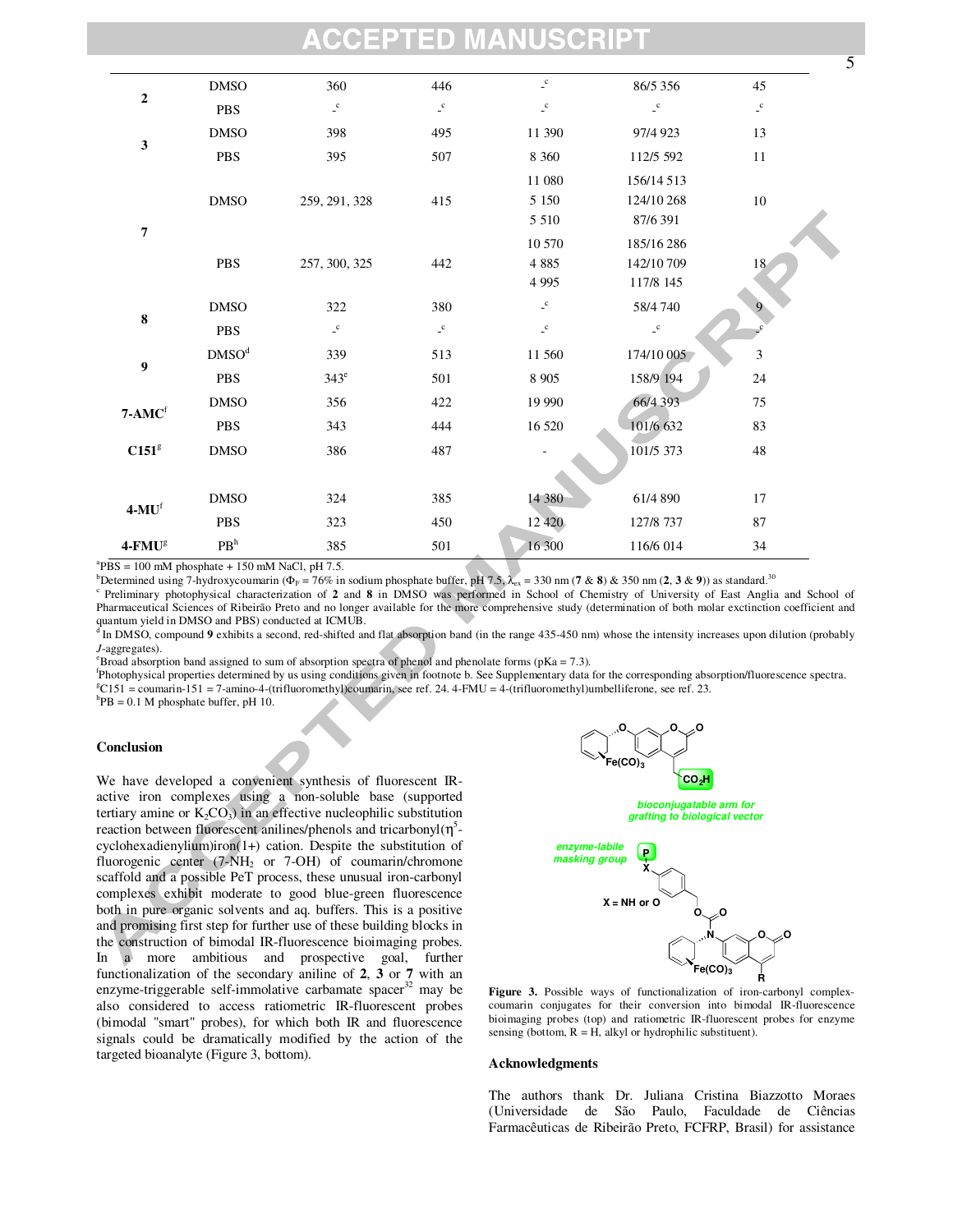| | | | | | | |
|---|---|---|---|---|---|---|
| **2** | DMSO | 360 | 446 | -[c] | 86/5 356 | 45 |
| | PBS | -[c] | -[c] | -[c] | -[c] | -[c] |
| **3** | DMSO | 398 | 495 | 11 390 | 97/4 923 | 13 |
| | PBS | 395 | 507 | 8 360 | 112/5 592 | 11 |
| **7** | DMSO | 259, 291, 328 | 415 | 11 080<br>5 150<br>5 510 | 156/14 513<br>124/10 268<br>87/6 391 | 10 |
| | PBS | 257, 300, 325 | 442 | 10 570<br>4 885<br>4 995 | 185/16 286<br>142/10 709<br>117/8 145 | 18 |
| **8** | DMSO | 322 | 380 | -[c] | 58/4 740 | 9 |
| | PBS | -[c] | -[c] | -[c] | -[c] | -[c] |
| **9** | DMSO[d] | 339 | 513 | 11 560 | 174/10 005 | 3 |
| | PBS | 343[e] | 501 | 8 905 | 158/9 194 | 24 |
| **7-AMC**[f] | DMSO | 356 | 422 | 19 990 | 66/4 393 | 75 |
| | PBS | 343 | 444 | 16 520 | 101/6 632 | 83 |
| **C151**[g] | DMSO | 386 | 487 | - | 101/5 373 | 48 |
| **4-MU**[f] | DMSO | 324 | 385 | 14 380 | 61/4 890 | 17 |
| | PBS | 323 | 450 | 12 420 | 127/8 737 | 87 |
| **4-FMU**[g] | PB[h] | 385 | 501 | 16 300 | 116/6 014 | 34 |

[a]PBS = 100 mM phosphate + 150 mM NaCl, pH 7.5.
[b]Determined using 7-hydroxycoumarin ($\Phi_F$ = 76% in sodium phosphate buffer, pH 7.5, $\lambda_{ex}$ = 330 nm (**7** & **8**) & 350 nm (**2**, **3** & **9**)) as standard.[30]
[c] Preliminary photophysical characterization of **2** and **8** in DMSO was performed in School of Chemistry of University of East Anglia and School of Pharmaceutical Sciences of Ribeirão Preto and no longer available for the more comprehensive study (determination of both molar exctinction coefficient and quantum yield in DMSO and PBS) conducted at ICMUB.
[d] In DMSO, compound **9** exhibits a second, red-shifted and flat absorption band (in the range 435-450 nm) whose the intensity increases upon dilution (probably *J*-aggregates).
[e]Broad absorption band assigned to sum of absorption spectra of phenol and phenolate forms (pKa = 7.3).
[f]Photophysical properties determined by us using conditions given in footnote b. See Supplementary data for the corresponding absorption/fluorescence spectra.
[g]C151 = coumarin-151 = 7-amino-4-(trifluoromethyl)coumarin, see ref. 24. 4-FMU = 4-(trifluoromethyl)umbelliferone, see ref. 23.
[h]PB = 0.1 M phosphate buffer, pH 10.

## Conclusion

We have developed a convenient synthesis of fluorescent IR-active iron complexes using a non-soluble base (supported tertiary amine or $K_2CO_3$) in an effective nucleophilic substitution reaction between fluorescent anilines/phenols and tricarbonyl($\eta^5$-cyclohexadienylium)iron(1+) cation. Despite the substitution of fluorogenic center (7-$NH_2$ or 7-OH) of coumarin/chromone scaffold and a possible PeT process, these unusual iron-carbonyl complexes exhibit moderate to good blue-green fluorescence both in pure organic solvents and aq. buffers. This is a positive and promising first step for further use of these building blocks in the construction of bimodal IR-fluorescence bioimaging probes. In a more ambitious and prospective goal, further functionalization of the secondary aniline of **2**, **3** or **7** with an enzyme-triggerable self-immolative carbamate spacer[32] may be also considered to access ratiometric IR-fluorescent probes (bimodal "smart" probes), for which both IR and fluorescence signals could be dramatically modified by the action of the targeted bioanalyte (Figure 3, bottom).

**Figure 3.** Possible ways of functionalization of iron-carbonyl complex-coumarin conjugates for their conversion into bimodal IR-fluorescence bioimaging probes (top) and ratiometric IR-fluorescent probes for enzyme sensing (bottom, R = H, alkyl or hydrophilic substituent).

## Acknowledgments

The authors thank Dr. Juliana Cristina Biazzotto Moraes (Universidade de São Paulo, Faculdade de Ciências Farmacêuticas de Ribeirão Preto, FCFRP, Brasil) for assistance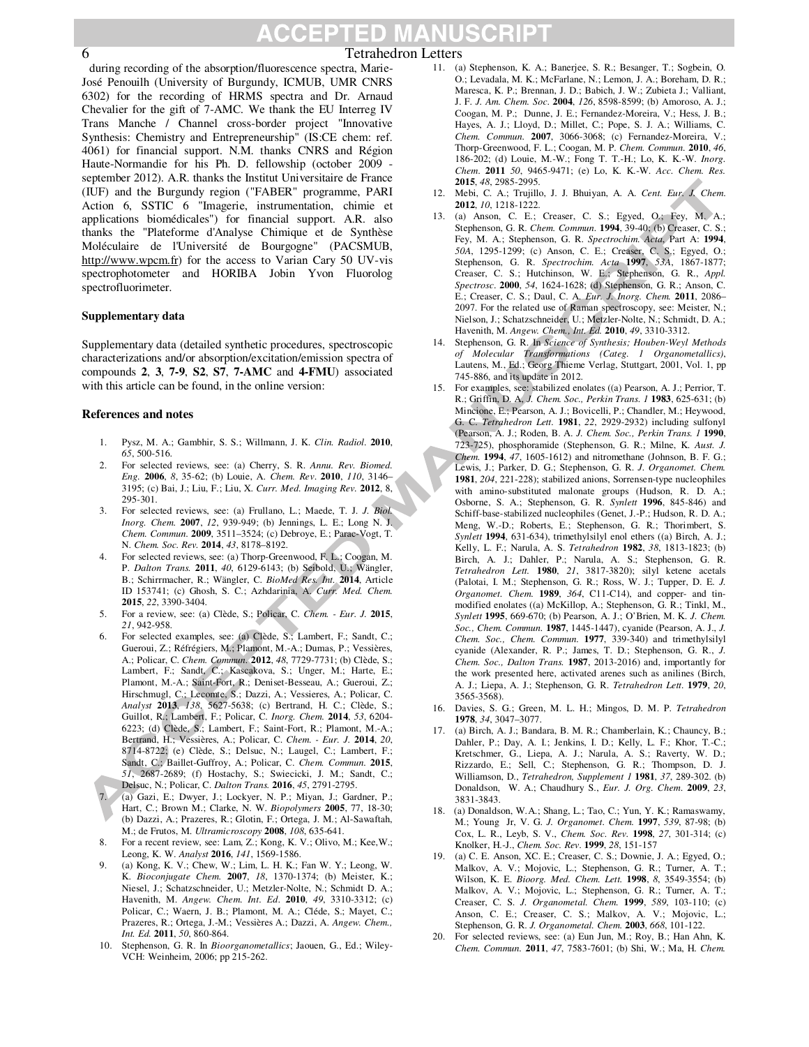during recording of the absorption/fluorescence spectra, Marie-José Penouilh (University of Burgundy, ICMUB, UMR CNRS 6302) for the recording of HRMS spectra and Dr. Arnaud Chevalier for the gift of 7-AMC. We thank the EU Interreg IV Trans Manche / Channel cross-border project "Innovative Synthesis: Chemistry and Entrepreneurship" (IS:CE chem: ref. 4061) for financial support. N.M. thanks CNRS and Région Haute-Normandie for his Ph. D. fellowship (october 2009 - september 2012). A.R. thanks the Institut Universitaire de France (IUF) and the Burgundy region ("FABER" programme, PARI Action 6, SSTIC 6 "Imagerie, instrumentation, chimie et applications biomédicales") for financial support. A.R. also thanks the "Plateforme d'Analyse Chimique et de Synthèse Moléculaire de l'Université de Bourgogne" (PACSMUB, http://www.wpcm.fr) for the access to Varian Cary 50 UV-vis spectrophotometer and HORIBA Jobin Yvon Fluorolog spectrofluorimeter.

### Supplementary data

Supplementary data (detailed synthetic procedures, spectroscopic characterizations and/or absorption/excitation/emission spectra of compounds **2**, **3**, **7-9**, **S2**, **S7**, **7-AMC** and **4-FMU**) associated with this article can be found, in the online version:

### References and notes

1. Pysz, M. A.; Gambhir, S. S.; Willmann, J. K. *Clin. Radiol.* **2010**, *65*, 500-516.
2. For selected reviews, see: (a) Cherry, S. R. *Annu. Rev. Biomed. Eng.* **2006**, *8*, 35-62; (b) Louie, A. *Chem. Rev.* **2010**, *110*, 3146–3195; (c) Bai, J.; Liu, F.; Liu, X. *Curr. Med. Imaging Rev.* **2012**, 8, 295-301.
3. For selected reviews, see: (a) Frullano, L.; Maede, T. J. *J. Biol. Inorg. Chem.* **2007**, *12*, 939-949; (b) Jennings, L. E.; Long N. J. *Chem. Commun.* **2009**, 3511–3524; (c) Debroye, E.; Parac-Vogt, T. N. *Chem. Soc. Rev.* **2014**, *43*, 8178–8192.
4. For selected reviews, see: (a) Thorp-Greenwood, F. L.; Coogan, M. P. *Dalton Trans.* **2011**, *40*, 6129-6143; (b) Seibold, U.; Wängler, B.; Schirrmacher, R.; Wängler, C. *BioMed Res. Int.* **2014**, Article ID 153741; (c) Ghosh, S. C.; Azhdarinia, A. *Curr. Med. Chem.* **2015**, *22*, 3390-3404.
5. For a review, see: (a) Clède, S.; Policar, C. *Chem. - Eur. J.* **2015**, *21*, 942-958.
6. For selected examples, see: (a) Clède, S.; Lambert, F.; Sandt, C.; Gueroui, Z.; Réfrégiers, M.; Plamont, M.-A.; Dumas, P.; Vessières, A.; Policar, C. *Chem. Commun.* **2012**, *48*, 7729-7731; (b) Clède, S.; Lambert, F.; Sandt, C.; Kascakova, S.; Unger, M.; Harte, E.; Plamont, M.-A.; Saint-Fort, R.; Deniset-Besseau, A.; Gueroui, Z.; Hirschmugl, C.; Lecomte, S.; Dazzi, A.; Vessieres, A.; Policar, C. *Analyst* **2013**, *138*, 5627-5638; (c) Bertrand, H. C.; Clède, S.; Guillot, R.; Lambert, F.; Policar, C. *Inorg. Chem.* **2014**, *53*, 6204-6223; (d) Clède, S.; Lambert, F.; Saint-Fort, R.; Plamont, M.-A.; Bertrand, H.; Vessières, A.; Policar, C. *Chem. - Eur. J.* **2014**, *20*, 8714-8722; (e) Clède, S.; Delsuc, N.; Laugel, C.; Lambert, F.; Sandt, C.; Baillet-Guffroy, A.; Policar, C. *Chem. Commun.* **2015**, *51*, 2687-2689; (f) Hostachy, S.; Swiecicki, J. M.; Sandt, C.; Delsuc, N.; Policar, C. *Dalton Trans.* **2016**, *45*, 2791-2795.
7. (a) Gazi, E.; Dwyer, J.; Lockyer, N. P.; Miyan, J.; Gardner, P.; Hart, C.; Brown M.; Clarke, N. W. *Biopolymers* **2005**, 77, 18-30; (b) Dazzi, A.; Prazeres, R.; Glotin, F.; Ortega, J. M.; Al-Sawaftah, M.; de Frutos, M. *Ultramicroscopy* **2008**, *108*, 635-641.
8. For a recent review, see: Lam, Z.; Kong, K. V.; Olivo, M.; Kee,W.; Leong, K. W. *Analyst* **2016**, *141*, 1569-1586.
9. (a) Kong, K. V.; Chew, W.; Lim, L. H. K.; Fan W. Y.; Leong, W. K. *Bioconjugate Chem.* **2007**, *18*, 1370-1374; (b) Meister, K.; Niesel, J.; Schatzschneider, U.; Metzler-Nolte, N.; Schmidt D. A.; Havenith, M. *Angew. Chem. Int. Ed.* **2010**, *49*, 3310-3312; (c) Policar, C.; Waern, J. B.; Plamont, M. A.; Cléde, S.; Mayet, C.; Prazeres, R.; Ortega, J.-M.; Vessières A.; Dazzi, A. *Angew. Chem., Int. Ed.* **2011**, *50*, 860-864.
10. Stephenson, G. R. In *Bioorganometallics*; Jaouen, G., Ed.; Wiley-VCH: Weinheim, 2006; pp 215-262.
11. (a) Stephenson, K. A.; Banerjee, S. R.; Besanger, T.; Sogbein, O. O.; Levadala, M. K.; McFarlane, N.; Lemon, J. A.; Boreham, D. R.; Maresca, K. P.; Brennan, J. D.; Babich, J. W.; Zubieta J.; Valliant, J. F. *J. Am. Chem. Soc.* **2004**, *126*, 8598-8599; (b) Amoroso, A. J.; Coogan, M. P.; Dunne, J. E.; Fernandez-Moreira, V.; Hess, J. B.; Hayes, A. J.; Lloyd, D.; Millet, C.; Pope, S. J. A.; Williams, C. *Chem. Commun.* **2007**, 3066-3068; (c) Fernandez-Moreira, V.; Thorp-Greenwood, F. L.; Coogan, M. P. *Chem. Commun.* **2010**, *46*, 186-202; (d) Louie, M.-W.; Fong T. T.-H.; Lo, K. K.-W. *Inorg. Chem.* **2011** *50*, 9465-9471; (e) Lo, K. K.-W. *Acc. Chem. Res.* **2015**, *48*, 2985-2995.
12. Mebi, C. A.; Trujillo, J. J. Bhuiyan, A. A. *Cent. Eur. J. Chem.* **2012**, *10*, 1218-1222.
13. (a) Anson, C. E.; Creaser, C. S.; Egyed, O.; Fey, M. A.; Stephenson, G. R. *Chem. Commun.* **1994**, 39-40; (b) Creaser, C. S.; Fey, M. A.; Stephenson, G. R. *Spectrochim. Acta*, Part A: **1994**, *50A*, 1295-1299; (c) Anson, C. E.; Creaser, C. S.; Egyed, O.; Stephenson, G. R. *Spectrochim. Acta* **1997**, *53A*, 1867-1877; Creaser, C. S.; Hutchinson, W. E.; Stephenson, G. R., *Appl. Spectrosc.* **2000**, *54*, 1624-1628; (d) Stephenson, G. R.; Anson, C. E.; Creaser, C. S.; Daul, C. A. *Eur. J. Inorg. Chem.* **2011**, 2086–2097. For the related use of Raman spectroscopy, see: Meister, N.; Nielson, J.; Schatzschneider, U.; Metzler-Nolte, N.; Schmidt, D. A.; Havenith, M. *Angew. Chem., Int. Ed.* **2010**, *49*, 3310-3312.
14. Stephenson, G. R. In *Science of Synthesis; Houben-Weyl Methods of Molecular Transformations (Categ. 1 Organometallics)*, Lautens, M., Ed.; Georg Thieme Verlag, Stuttgart, 2001, Vol. 1, pp 745-886, and its update in 2012.
15. For examples, see: stabilized enolates ((a) Pearson, A. J.; Perrior, T. R.; Griffin, D. A. *J. Chem. Soc., Perkin Trans. 1* **1983**, 625-631; (b) Mincione, E.; Pearson, A. J.; Bovicelli, P.; Chandler, M.; Heywood, G. C. *Tetrahedron Lett.* **1981**, *22*, 2929-2932) including sulfonyl (Pearson, A. J.; Roden, B. A. *J. Chem. Soc., Perkin Trans. 1* **1990**, 723-725), phosphoramide (Stephenson, G. R.; Milne, K. *Aust. J. Chem.* **1994**, *47*, 1605-1612) and nitromethane (Johnson, B. F. G.; Lewis, J.; Parker, D. G.; Stephenson, G. R. *J. Organomet. Chem.* **1981**, *204*, 221-228); stabilized anions, Sorrensen-type nucleophiles with amino-substituted malonate groups (Hudson, R. D. A.; Osborne, S. A.; Stephenson, G. R. *Synlett* **1996**, 845-846) and Schiff-base-stabilized nucleophiles (Genet, J.-P.; Hudson, R. D. A.; Meng, W.-D.; Roberts, E.; Stephenson, G. R.; Thorimbert, S. *Synlett* **1994**, 631-634), trimethylsilyl enol ethers ((a) Birch, A. J.; Kelly, L. F.; Narula, A. S. *Tetrahedron* **1982**, *38*, 1813-1823; (b) Birch, A. J.; Dahler, P.; Narula, A. S.; Stephenson, G. R. *Tetrahedron Lett.* **1980**, *21*, 3817-3820); silyl ketene acetals (Palotai, I. M.; Stephenson, G. R.; Ross, W. J.; Tupper, D. E. *J. Organomet. Chem.* **1989**, *364*, C11-C14), and copper- and tin-modified enolates ((a) McKillop, A.; Stephenson, G. R.; Tinkl, M., *Synlett* **1995**, 669-670; (b) Pearson, A. J.; O'Brien, M. K. *J. Chem. Soc., Chem. Commun.* **1987**, 1445-1447), cyanide (Pearson, A. J., *J. Chem. Soc., Chem. Commun.* **1977**, 339-340) and trimethylsilyl cyanide (Alexander, R. P.; James, T. D.; Stephenson, G. R., *J. Chem. Soc., Dalton Trans.* **1987**, 2013-2016) and, importantly for the work presented here, activated arenes such as anilines (Birch, A. J.; Liepa, A. J.; Stephenson, G. R. *Tetrahedron Lett.* **1979**, *20*, 3565-3568).
16. Davies, S. G.; Green, M. L. H.; Mingos, D. M. P. *Tetrahedron* **1978**, *34*, 3047–3077.
17. (a) Birch, A. J.; Bandara, B. M. R.; Chamberlain, K.; Chauncy, B.; Dahler, P.; Day, A. I.; Jenkins, I. D.; Kelly, L. F.; Khor, T.-C.; Kretschmer, G., Liepa, A. J.; Narula, A. S.; Raverty, W. D.; Rizzardo, E.; Sell, C.; Stephenson, G. R.; Thompson, D. J. Williamson, D., *Tetrahedron, Supplement 1* **1981**, *37*, 289-302. (b) Donaldson, W. A.; Chaudhury S., *Eur. J. Org. Chem.* **2009**, *23*, 3831-3843.
18. (a) Donaldson, W.A.; Shang, L.; Tao, C.; Yun, Y. K.; Ramaswamy, M.; Young Jr, V. G. *J. Organomet. Chem.* **1997**, *539*, 87-98; (b) Cox, L. R., Leyb, S. V., *Chem. Soc. Rev.* **1998**, *27*, 301-314; (c) Knolker, H.-J., *Chem. Soc. Rev.* **1999**, *28*, 151-157
19. (a) C. E. Anson, XC. E.; Creaser, C. S.; Downie, J. A.; Egyed, O.; Malkov, A. V.; Mojovic, L.; Stephenson, G. R.; Turner, A. T.; Wilson, K. E. *Bioorg. Med. Chem. Lett.* **1998**, *8*, 3549-3554; (b) Malkov, A. V.; Mojovic, L.; Stephenson, G. R.; Turner, A. T.; Creaser, C. S. *J. Organometal. Chem.* **1999**, *589*, 103-110; (c) Anson, C. E.; Creaser, C. S.; Malkov, A. V.; Mojovic, L.; Stephenson, G. R. *J. Organometal. Chem.* **2003**, *668*, 101-122.
20. For selected reviews, see: (a) Eun Jun, M.; Roy, B.; Han Ahn, K. *Chem. Commun.* **2011**, *47*, 7583-7601; (b) Shi, W.; Ma, H. *Chem.*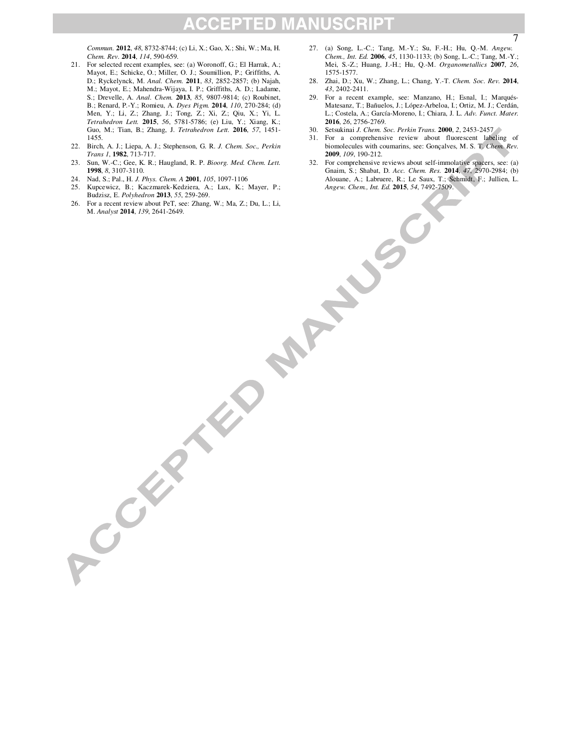*Commun.* **2012**, *48*, 8732-8744; (c) Li, X.; Gao, X.; Shi, W.; Ma, H. *Chem. Rev.* **2014**, *114*, 590-659.

21. For selected recent examples, see: (a) Woronoff, G.; El Harrak, A.; Mayot, E.; Schicke, O.; Miller, O. J.; Soumillion, P.; Griffiths, A. D.; Ryckelynck, M. *Anal. Chem.* **2011**, *83*, 2852-2857; (b) Najah, M.; Mayot, E.; Mahendra-Wijaya, I. P.; Griffiths, A. D.; Ladame, S.; Drevelle, A. *Anal. Chem.* **2013**, *85*, 9807-9814; (c) Roubinet, B.; Renard, P.-Y.; Romieu, A. *Dyes Pigm.* **2014**, *110*, 270-284; (d) Men, Y.; Li, Z.; Zhang, J.; Tong, Z.; Xi, Z.; Qiu, X.; Yi, L. *Tetrahedron Lett.* **2015**, *56*, 5781-5786; (e) Liu, Y.; Xiang, K.; Guo, M.; Tian, B.; Zhang, J. *Tetrahedron Lett.* **2016**, *57*, 1451-1455.
22. Birch, A. J.; Liepa, A. J.; Stephenson, G. R. *J. Chem. Soc., Perkin Trans 1*, **1982**, 713-717.
23. Sun, W.-C.; Gee, K. R.; Haugland, R. P. *Bioorg. Med. Chem. Lett.* **1998**, *8*, 3107-3110.
24. Nad, S.; Pal., H. *J. Phys. Chem. A* **2001**, *105*, 1097-1106
25. Kupcewicz, B.; Kaczmarek-Kedziera, A.; Lux, K.; Mayer, P.; Budzisz, E. *Polyhedron* **2013**, *55*, 259-269.
26. For a recent review about PeT, see: Zhang, W.; Ma, Z.; Du, L.; Li, M. *Analyst* **2014**, *139*, 2641-2649.
27. (a) Song, L.-C.; Tang, M.-Y.; Su, F.-H.; Hu, Q.-M. *Angew. Chem., Int. Ed.* **2006**, *45*, 1130-1133; (b) Song, L.-C.; Tang, M.-Y.; Mei, S.-Z.; Huang, J.-H.; Hu, Q.-M. *Organometallics* **2007**, *26*, 1575-1577.
28. Zhai, D.; Xu, W.; Zhang, L.; Chang, Y.-T. *Chem. Soc. Rev.* **2014**, *43*, 2402-2411.
29. For a recent example, see: Manzano, H.; Esnal, I.; Marqués-Matesanz, T.; Bañuelos, J.; López-Arbeloa, I.; Ortiz, M. J.; Cerdán, L.; Costela, A.; García-Moreno, I.; Chiara, J. L. *Adv. Funct. Mater.* **2016**, *26*, 2756-2769.
30. Setsukinai *J. Chem. Soc. Perkin Trans.* **2000**, *2*, 2453-2457
31. For a comprehensive review about fluorescent labeling of biomolecules with coumarins, see: Gonçalves, M. S. T. *Chem. Rev.* **2009**, *109*, 190-212.
32. For comprehensive reviews about self-immolative spacers, see: (a) Gnaim, S.; Shabat, D. *Acc. Chem. Res.* **2014**, *47*, 2970-2984; (b) Alouane, A.; Labruere, R.; Le Saux, T.; Schmidt, F.; Jullien, L. *Angew. Chem., Int. Ed.* **2015**, *54*, 7492-7509.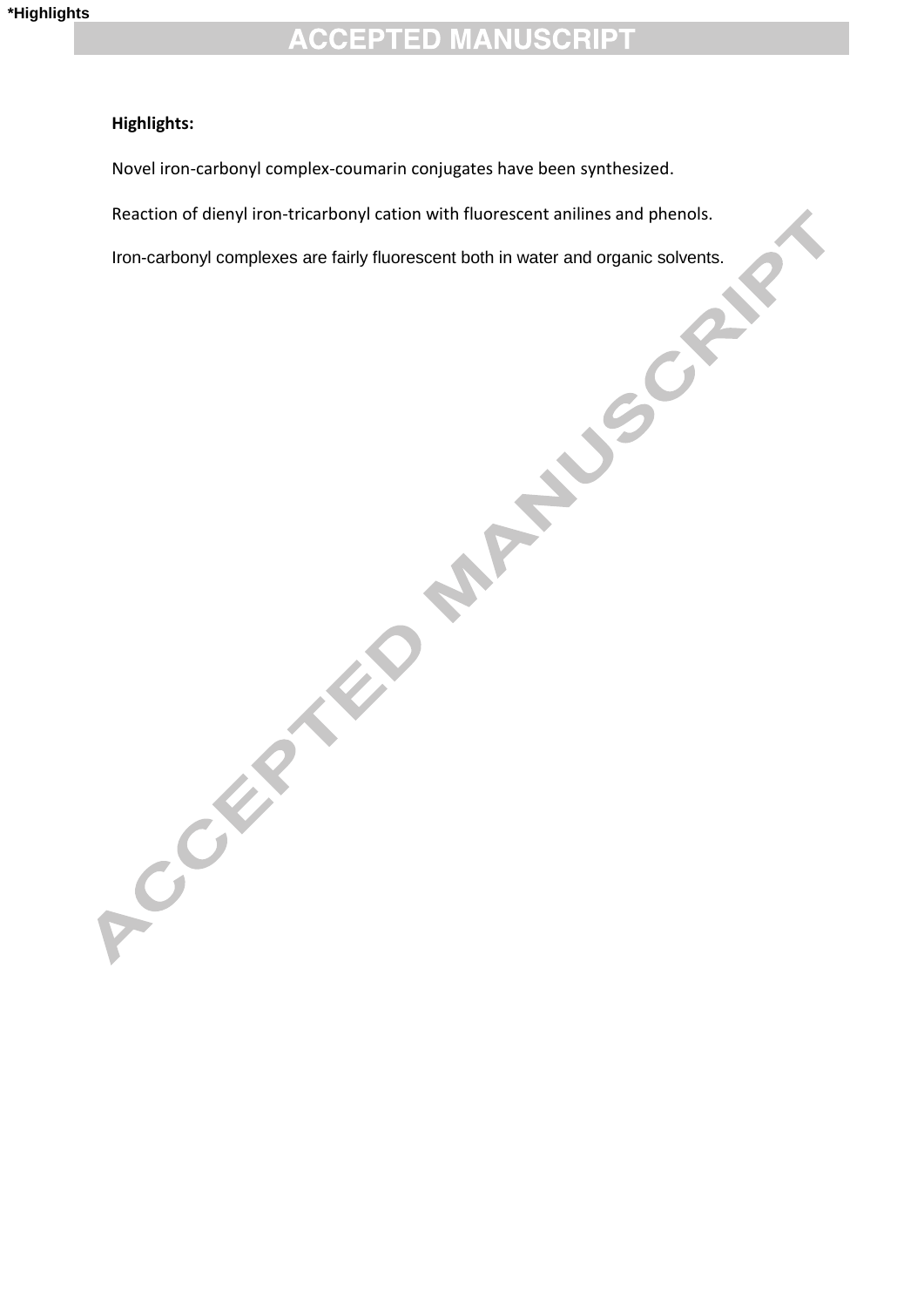**Highlights:**

Novel iron-carbonyl complex-coumarin conjugates have been synthesized.

Reaction of dienyl iron-tricarbonyl cation with fluorescent anilines and phenols.

Iron-carbonyl complexes are fairly fluorescent both in water and organic solvents.